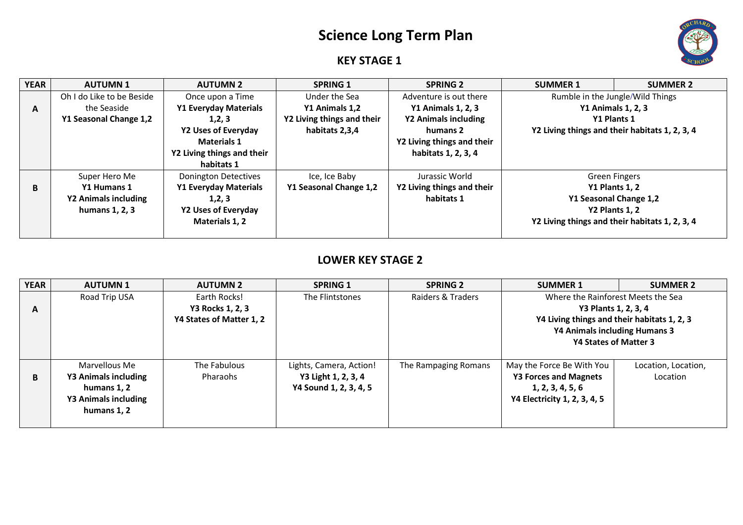# Science Long Term Plan

## KEY STAGE 1

| YEAR | AUTUMN 1 | AUTUMN 2 | SPRING 1 | SPRING 2 | SUMMER 1 | SUMMER 2 |
|---|---|---|---|---|---|---|
| **A** | Oh I do Like to be Beside the Seaside<br>**Y1 Seasonal Change 1,2** | Once upon a Time<br>**Y1 Everyday Materials 1,2, 3**<br>**Y2 Uses of Everyday Materials 1**<br>**Y2 Living things and their habitats 1** | Under the Sea<br>**Y1 Animals 1,2**<br>**Y2 Living things and their habitats 2,3,4** | Adventure is out there<br>**Y1 Animals 1, 2, 3**<br>**Y2 Animals including humans 2**<br>**Y2 Living things and their habitats 1, 2, 3, 4** | Rumble in the Jungle/Wild Things<br>**Y1 Animals 1, 2, 3**<br>**Y1 Plants 1**<br>**Y2 Living things and their habitats 1, 2, 3, 4** | |
| **B** | Super Hero Me<br>**Y1 Humans 1**<br>**Y2 Animals including humans 1, 2, 3** | Donington Detectives<br>**Y1 Everyday Materials 1,2, 3**<br>**Y2 Uses of Everyday Materials 1, 2** | Ice, Ice Baby<br>**Y1 Seasonal Change 1,2** | Jurassic World<br>**Y2 Living things and their habitats 1** | Green Fingers<br>**Y1 Plants 1, 2**<br>**Y1 Seasonal Change 1,2**<br>**Y2 Plants 1, 2**<br>**Y2 Living things and their habitats 1, 2, 3, 4** | |

## LOWER KEY STAGE 2

| YEAR | AUTUMN 1 | AUTUMN 2 | SPRING 1 | SPRING 2 | SUMMER 1 | SUMMER 2 |
|---|---|---|---|---|---|---|
| **A** | Road Trip USA | Earth Rocks!<br>**Y3 Rocks 1, 2, 3**<br>**Y4 States of Matter 1, 2** | The Flintstones | Raiders & Traders | Where the Rainforest Meets the Sea<br>**Y3 Plants 1, 2, 3, 4**<br>**Y4 Living things and their habitats 1, 2, 3**<br>**Y4 Animals including Humans 3**<br>**Y4 States of Matter 3** | |
| **B** | Marvellous Me<br>**Y3 Animals including humans 1, 2**<br>**Y3 Animals including humans 1, 2** | The Fabulous Pharaohs | Lights, Camera, Action!<br>**Y3 Light 1, 2, 3, 4**<br>**Y4 Sound 1, 2, 3, 4, 5** | The Rampaging Romans | May the Force Be With You<br>**Y3 Forces and Magnets 1, 2, 3, 4, 5, 6**<br>**Y4 Electricity 1, 2, 3, 4, 5** | Location, Location, Location |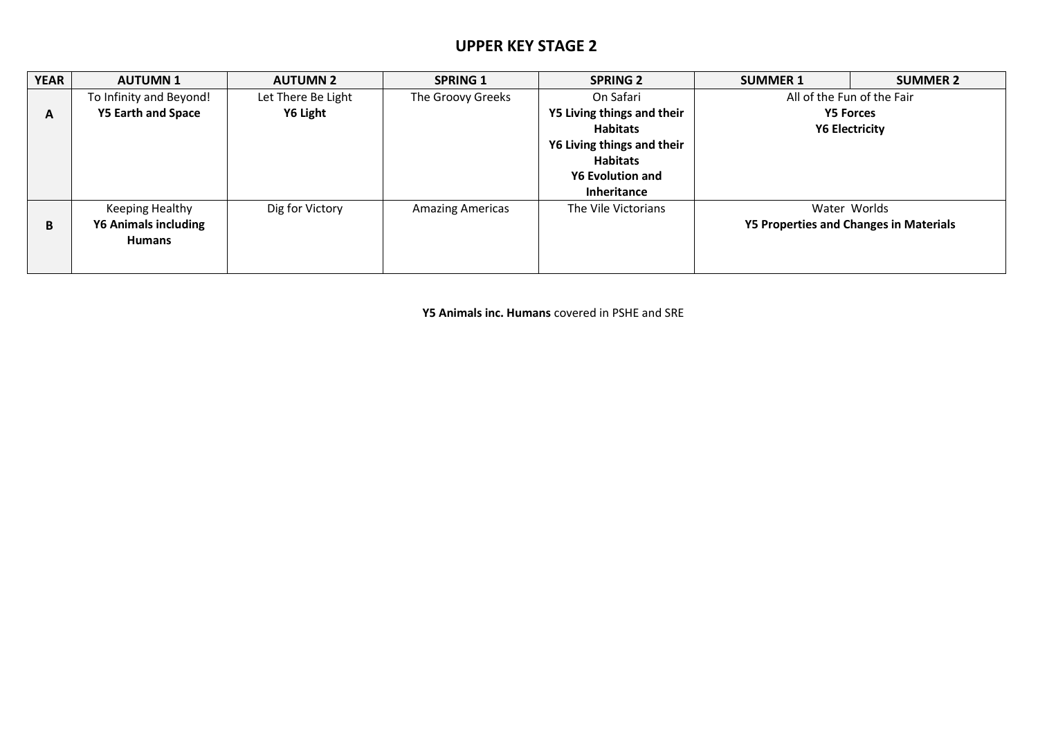## UPPER KEY STAGE 2

| YEAR | AUTUMN 1 | AUTUMN 2 | SPRING 1 | SPRING 2 | SUMMER 1 | SUMMER 2 |
|---|---|---|---|---|---|---|
| **A** | To Infinity and Beyond! **Y5 Earth and Space** | Let There Be Light **Y6 Light** | The Groovy Greeks | On Safari **Y5 Living things and their Habitats** **Y6 Living things and their Habitats** **Y6 Evolution and Inheritance** | All of the Fun of the Fair **Y5 Forces** **Y6 Electricity** | |
| **B** | Keeping Healthy **Y6 Animals including Humans** | Dig for Victory | Amazing Americas | The Vile Victorians | Water Worlds **Y5 Properties and Changes in Materials** | |

**Y5 Animals inc. Humans** covered in PSHE and SRE